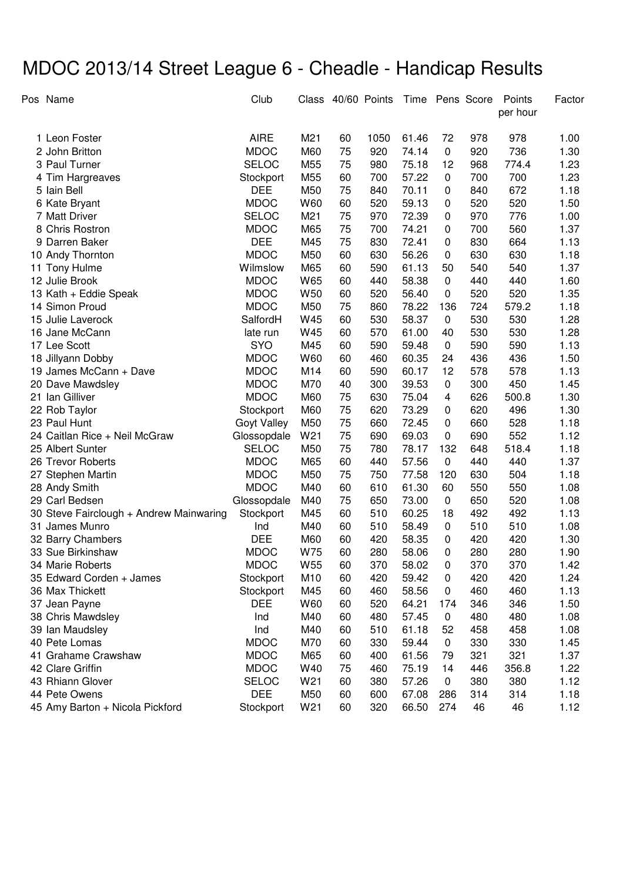# MDOC 2013/14 Street League 6 - Cheadle - Handicap Results

| Pos | Name | Club | Class | 40/60 | Points | Time | Pens | Score | Points per hour | Factor |
|---|---|---|---|---|---|---|---|---|---|---|
| 1 | Leon Foster | AIRE | M21 | 60 | 1050 | 61.46 | 72 | 978 | 978 | 1.00 |
| 2 | John Britton | MDOC | M60 | 75 | 920 | 74.14 | 0 | 920 | 736 | 1.30 |
| 3 | Paul Turner | SELOC | M55 | 75 | 980 | 75.18 | 12 | 968 | 774.4 | 1.23 |
| 4 | Tim Hargreaves | Stockport | M55 | 60 | 700 | 57.22 | 0 | 700 | 700 | 1.23 |
| 5 | Iain Bell | DEE | M50 | 75 | 840 | 70.11 | 0 | 840 | 672 | 1.18 |
| 6 | Kate Bryant | MDOC | W60 | 60 | 520 | 59.13 | 0 | 520 | 520 | 1.50 |
| 7 | Matt Driver | SELOC | M21 | 75 | 970 | 72.39 | 0 | 970 | 776 | 1.00 |
| 8 | Chris Rostron | MDOC | M65 | 75 | 700 | 74.21 | 0 | 700 | 560 | 1.37 |
| 9 | Darren Baker | DEE | M45 | 75 | 830 | 72.41 | 0 | 830 | 664 | 1.13 |
| 10 | Andy Thornton | MDOC | M50 | 60 | 630 | 56.26 | 0 | 630 | 630 | 1.18 |
| 11 | Tony Hulme | Wilmslow | M65 | 60 | 590 | 61.13 | 50 | 540 | 540 | 1.37 |
| 12 | Julie Brook | MDOC | W65 | 60 | 440 | 58.38 | 0 | 440 | 440 | 1.60 |
| 13 | Kath + Eddie Speak | MDOC | W50 | 60 | 520 | 56.40 | 0 | 520 | 520 | 1.35 |
| 14 | Simon Proud | MDOC | M50 | 75 | 860 | 78.22 | 136 | 724 | 579.2 | 1.18 |
| 15 | Julie Laverock | SalfordH | W45 | 60 | 530 | 58.37 | 0 | 530 | 530 | 1.28 |
| 16 | Jane McCann | late run | W45 | 60 | 570 | 61.00 | 40 | 530 | 530 | 1.28 |
| 17 | Lee Scott | SYO | M45 | 60 | 590 | 59.48 | 0 | 590 | 590 | 1.13 |
| 18 | Jillyann Dobby | MDOC | W60 | 60 | 460 | 60.35 | 24 | 436 | 436 | 1.50 |
| 19 | James McCann + Dave | MDOC | M14 | 60 | 590 | 60.17 | 12 | 578 | 578 | 1.13 |
| 20 | Dave Mawdsley | MDOC | M70 | 40 | 300 | 39.53 | 0 | 300 | 450 | 1.45 |
| 21 | Ian Gilliver | MDOC | M60 | 75 | 630 | 75.04 | 4 | 626 | 500.8 | 1.30 |
| 22 | Rob Taylor | Stockport | M60 | 75 | 620 | 73.29 | 0 | 620 | 496 | 1.30 |
| 23 | Paul Hunt | Goyt Valley | M50 | 75 | 660 | 72.45 | 0 | 660 | 528 | 1.18 |
| 24 | Caitlan Rice + Neil McGraw | Glossopdale | W21 | 75 | 690 | 69.03 | 0 | 690 | 552 | 1.12 |
| 25 | Albert Sunter | SELOC | M50 | 75 | 780 | 78.17 | 132 | 648 | 518.4 | 1.18 |
| 26 | Trevor Roberts | MDOC | M65 | 60 | 440 | 57.56 | 0 | 440 | 440 | 1.37 |
| 27 | Stephen Martin | MDOC | M50 | 75 | 750 | 77.58 | 120 | 630 | 504 | 1.18 |
| 28 | Andy Smith | MDOC | M40 | 60 | 610 | 61.30 | 60 | 550 | 550 | 1.08 |
| 29 | Carl Bedsen | Glossopdale | M40 | 75 | 650 | 73.00 | 0 | 650 | 520 | 1.08 |
| 30 | Steve Fairclough + Andrew Mainwaring | Stockport | M45 | 60 | 510 | 60.25 | 18 | 492 | 492 | 1.13 |
| 31 | James Munro | Ind | M40 | 60 | 510 | 58.49 | 0 | 510 | 510 | 1.08 |
| 32 | Barry Chambers | DEE | M60 | 60 | 420 | 58.35 | 0 | 420 | 420 | 1.30 |
| 33 | Sue Birkinshaw | MDOC | W75 | 60 | 280 | 58.06 | 0 | 280 | 280 | 1.90 |
| 34 | Marie Roberts | MDOC | W55 | 60 | 370 | 58.02 | 0 | 370 | 370 | 1.42 |
| 35 | Edward Corden + James | Stockport | M10 | 60 | 420 | 59.42 | 0 | 420 | 420 | 1.24 |
| 36 | Max Thickett | Stockport | M45 | 60 | 460 | 58.56 | 0 | 460 | 460 | 1.13 |
| 37 | Jean Payne | DEE | W60 | 60 | 520 | 64.21 | 174 | 346 | 346 | 1.50 |
| 38 | Chris Mawdsley | Ind | M40 | 60 | 480 | 57.45 | 0 | 480 | 480 | 1.08 |
| 39 | Ian Maudsley | Ind | M40 | 60 | 510 | 61.18 | 52 | 458 | 458 | 1.08 |
| 40 | Pete Lomas | MDOC | M70 | 60 | 330 | 59.44 | 0 | 330 | 330 | 1.45 |
| 41 | Grahame Crawshaw | MDOC | M65 | 60 | 400 | 61.56 | 79 | 321 | 321 | 1.37 |
| 42 | Clare Griffin | MDOC | W40 | 75 | 460 | 75.19 | 14 | 446 | 356.8 | 1.22 |
| 43 | Rhiann Glover | SELOC | W21 | 60 | 380 | 57.26 | 0 | 380 | 380 | 1.12 |
| 44 | Pete Owens | DEE | M50 | 60 | 600 | 67.08 | 286 | 314 | 314 | 1.18 |
| 45 | Amy Barton + Nicola Pickford | Stockport | W21 | 60 | 320 | 66.50 | 274 | 46 | 46 | 1.12 |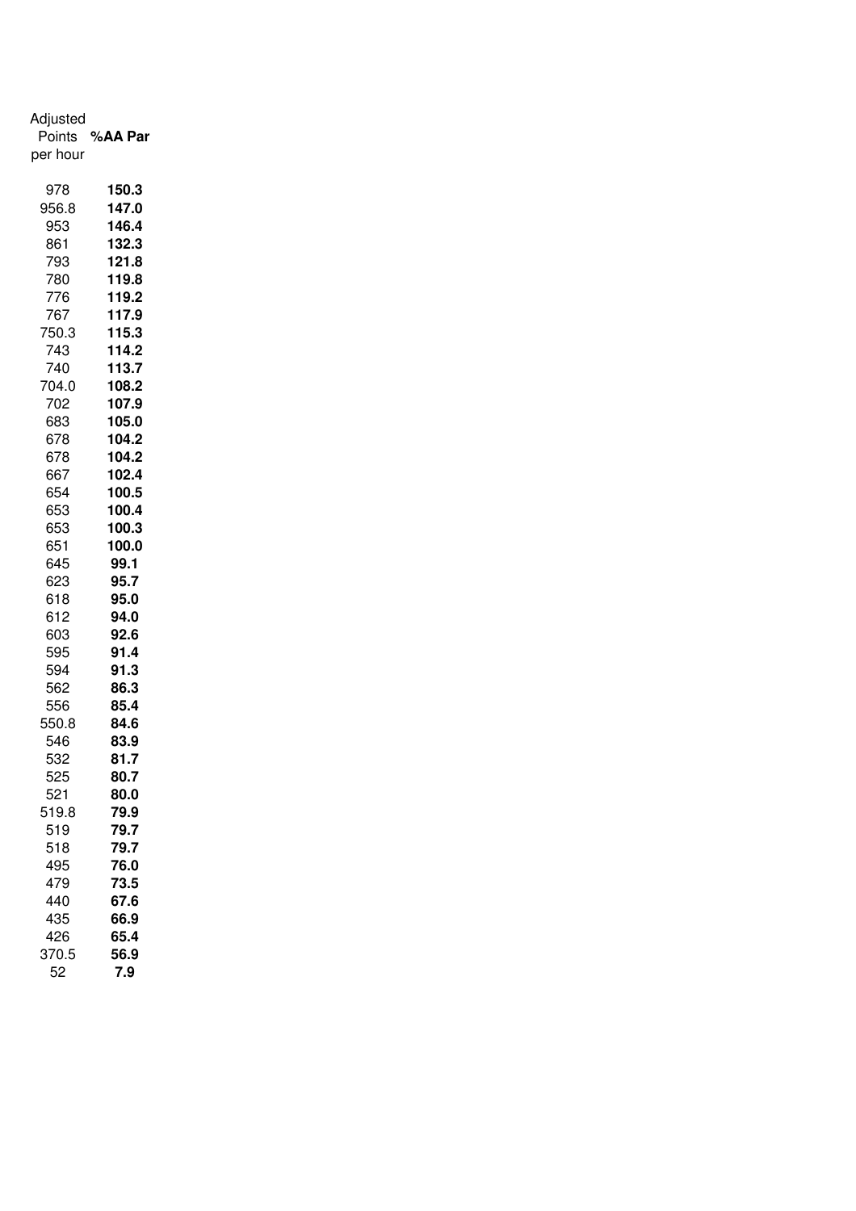| Adjusted Points per hour | **%AA Par** |
|---|---|
| 978 | **150.3** |
| 956.8 | **147.0** |
| 953 | **146.4** |
| 861 | **132.3** |
| 793 | **121.8** |
| 780 | **119.8** |
| 776 | **119.2** |
| 767 | **117.9** |
| 750.3 | **115.3** |
| 743 | **114.2** |
| 740 | **113.7** |
| 704.0 | **108.2** |
| 702 | **107.9** |
| 683 | **105.0** |
| 678 | **104.2** |
| 678 | **104.2** |
| 667 | **102.4** |
| 654 | **100.5** |
| 653 | **100.4** |
| 653 | **100.3** |
| 651 | **100.0** |
| 645 | **99.1** |
| 623 | **95.7** |
| 618 | **95.0** |
| 612 | **94.0** |
| 603 | **92.6** |
| 595 | **91.4** |
| 594 | **91.3** |
| 562 | **86.3** |
| 556 | **85.4** |
| 550.8 | **84.6** |
| 546 | **83.9** |
| 532 | **81.7** |
| 525 | **80.7** |
| 521 | **80.0** |
| 519.8 | **79.9** |
| 519 | **79.7** |
| 518 | **79.7** |
| 495 | **76.0** |
| 479 | **73.5** |
| 440 | **67.6** |
| 435 | **66.9** |
| 426 | **65.4** |
| 370.5 | **56.9** |
| 52 | **7.9** |